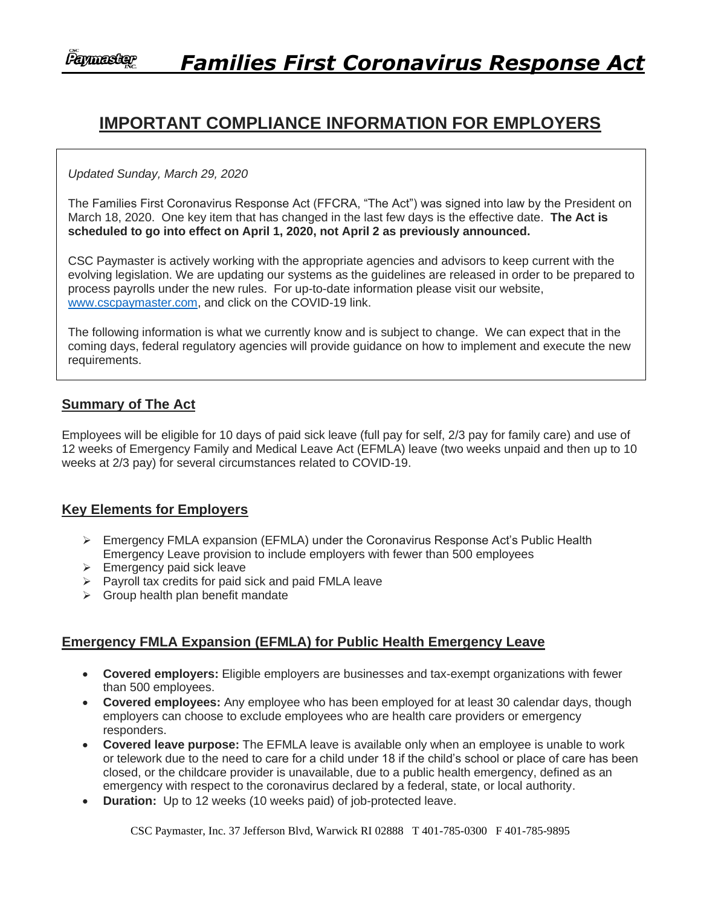CSC Paymaster INC.

# Families First Coronavirus Response Act

## IMPORTANT COMPLIANCE INFORMATION FOR EMPLOYERS

*Updated Sunday, March 29, 2020*

The Families First Coronavirus Response Act (FFCRA, "The Act") was signed into law by the President on March 18, 2020. One key item that has changed in the last few days is the effective date. **The Act is scheduled to go into effect on April 1, 2020, not April 2 as previously announced.**

CSC Paymaster is actively working with the appropriate agencies and advisors to keep current with the evolving legislation. We are updating our systems as the guidelines are released in order to be prepared to process payrolls under the new rules. For up-to-date information please visit our website, www.cscpaymaster.com, and click on the COVID-19 link.

The following information is what we currently know and is subject to change. We can expect that in the coming days, federal regulatory agencies will provide guidance on how to implement and execute the new requirements.

### Summary of The Act

Employees will be eligible for 10 days of paid sick leave (full pay for self, 2/3 pay for family care) and use of 12 weeks of Emergency Family and Medical Leave Act (EFMLA) leave (two weeks unpaid and then up to 10 weeks at 2/3 pay) for several circumstances related to COVID-19.

### Key Elements for Employers

- Emergency FMLA expansion (EFMLA) under the Coronavirus Response Act's Public Health Emergency Leave provision to include employers with fewer than 500 employees
- Emergency paid sick leave
- Payroll tax credits for paid sick and paid FMLA leave
- Group health plan benefit mandate

### Emergency FMLA Expansion (EFMLA) for Public Health Emergency Leave

- **Covered employers:** Eligible employers are businesses and tax-exempt organizations with fewer than 500 employees.
- **Covered employees:** Any employee who has been employed for at least 30 calendar days, though employers can choose to exclude employees who are health care providers or emergency responders.
- **Covered leave purpose:** The EFMLA leave is available only when an employee is unable to work or telework due to the need to care for a child under 18 if the child's school or place of care has been closed, or the childcare provider is unavailable, due to a public health emergency, defined as an emergency with respect to the coronavirus declared by a federal, state, or local authority.
- **Duration:** Up to 12 weeks (10 weeks paid) of job-protected leave.

CSC Paymaster, Inc. 37 Jefferson Blvd, Warwick RI 02888 T 401-785-0300 F 401-785-9895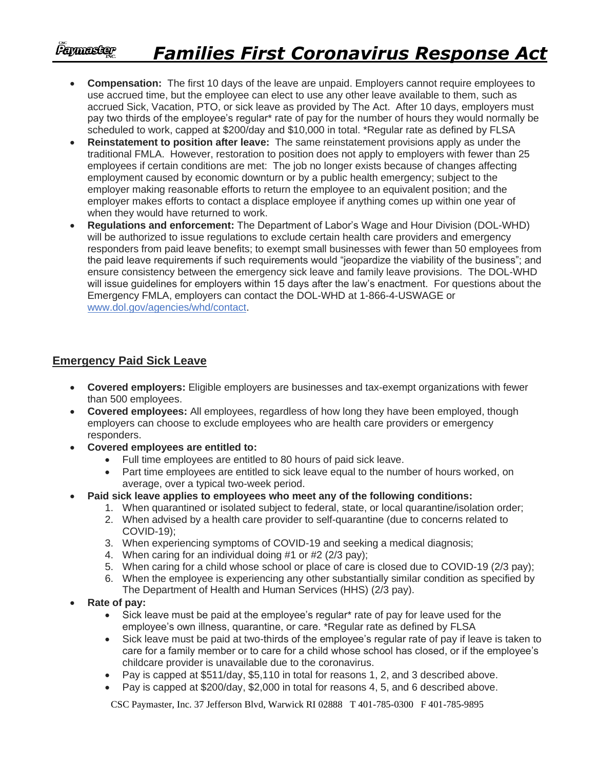- **Compensation:** The first 10 days of the leave are unpaid. Employers cannot require employees to use accrued time, but the employee can elect to use any other leave available to them, such as accrued Sick, Vacation, PTO, or sick leave as provided by The Act. After 10 days, employers must pay two thirds of the employee's regular* rate of pay for the number of hours they would normally be scheduled to work, capped at $200/day and $10,000 in total. *Regular rate as defined by FLSA
- **Reinstatement to position after leave:** The same reinstatement provisions apply as under the traditional FMLA. However, restoration to position does not apply to employers with fewer than 25 employees if certain conditions are met: The job no longer exists because of changes affecting employment caused by economic downturn or by a public health emergency; subject to the employer making reasonable efforts to return the employee to an equivalent position; and the employer makes efforts to contact a displace employee if anything comes up within one year of when they would have returned to work.
- **Regulations and enforcement:** The Department of Labor's Wage and Hour Division (DOL-WHD) will be authorized to issue regulations to exclude certain health care providers and emergency responders from paid leave benefits; to exempt small businesses with fewer than 50 employees from the paid leave requirements if such requirements would "jeopardize the viability of the business"; and ensure consistency between the emergency sick leave and family leave provisions. The DOL-WHD will issue guidelines for employers within 15 days after the law's enactment. For questions about the Emergency FMLA, employers can contact the DOL-WHD at 1-866-4-USWAGE or www.dol.gov/agencies/whd/contact.

## Emergency Paid Sick Leave

- **Covered employers:** Eligible employers are businesses and tax-exempt organizations with fewer than 500 employees.
- **Covered employees:** All employees, regardless of how long they have been employed, though employers can choose to exclude employees who are health care providers or emergency responders.
- **Covered employees are entitled to:**
  - Full time employees are entitled to 80 hours of paid sick leave.
  - Part time employees are entitled to sick leave equal to the number of hours worked, on average, over a typical two-week period.
- **Paid sick leave applies to employees who meet any of the following conditions:**
  1. When quarantined or isolated subject to federal, state, or local quarantine/isolation order;
  2. When advised by a health care provider to self-quarantine (due to concerns related to COVID-19);
  3. When experiencing symptoms of COVID-19 and seeking a medical diagnosis;
  4. When caring for an individual doing #1 or #2 (2/3 pay);
  5. When caring for a child whose school or place of care is closed due to COVID-19 (2/3 pay);
  6. When the employee is experiencing any other substantially similar condition as specified by The Department of Health and Human Services (HHS) (2/3 pay).
- **Rate of pay:**
  - Sick leave must be paid at the employee's regular* rate of pay for leave used for the employee's own illness, quarantine, or care. *Regular rate as defined by FLSA
  - Sick leave must be paid at two-thirds of the employee's regular rate of pay if leave is taken to care for a family member or to care for a child whose school has closed, or if the employee's childcare provider is unavailable due to the coronavirus.
  - Pay is capped at $511/day, $5,110 in total for reasons 1, 2, and 3 described above.
  - Pay is capped at $200/day, $2,000 in total for reasons 4, 5, and 6 described above.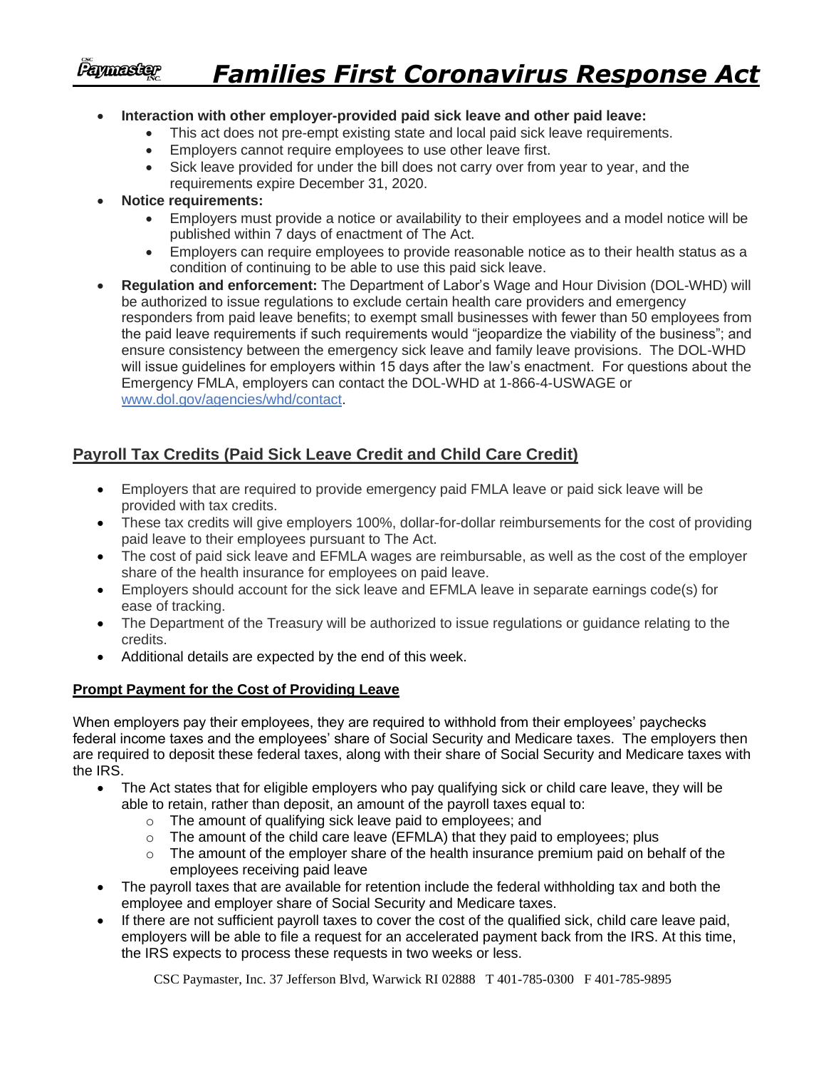- **Interaction with other employer-provided paid sick leave and other paid leave:**
    - This act does not pre-empt existing state and local paid sick leave requirements.
    - Employers cannot require employees to use other leave first.
    - Sick leave provided for under the bill does not carry over from year to year, and the requirements expire December 31, 2020.
- **Notice requirements:**
    - Employers must provide a notice or availability to their employees and a model notice will be published within 7 days of enactment of The Act.
    - Employers can require employees to provide reasonable notice as to their health status as a condition of continuing to be able to use this paid sick leave.
- **Regulation and enforcement:** The Department of Labor's Wage and Hour Division (DOL-WHD) will be authorized to issue regulations to exclude certain health care providers and emergency responders from paid leave benefits; to exempt small businesses with fewer than 50 employees from the paid leave requirements if such requirements would "jeopardize the viability of the business"; and ensure consistency between the emergency sick leave and family leave provisions. The DOL-WHD will issue guidelines for employers within 15 days after the law's enactment. For questions about the Emergency FMLA, employers can contact the DOL-WHD at 1-866-4-USWAGE or www.dol.gov/agencies/whd/contact.

## Payroll Tax Credits (Paid Sick Leave Credit and Child Care Credit)

- Employers that are required to provide emergency paid FMLA leave or paid sick leave will be provided with tax credits.
- These tax credits will give employers 100%, dollar-for-dollar reimbursements for the cost of providing paid leave to their employees pursuant to The Act.
- The cost of paid sick leave and EFMLA wages are reimbursable, as well as the cost of the employer share of the health insurance for employees on paid leave.
- Employers should account for the sick leave and EFMLA leave in separate earnings code(s) for ease of tracking.
- The Department of the Treasury will be authorized to issue regulations or guidance relating to the credits.
- Additional details are expected by the end of this week.

### Prompt Payment for the Cost of Providing Leave

When employers pay their employees, they are required to withhold from their employees' paychecks federal income taxes and the employees' share of Social Security and Medicare taxes. The employers then are required to deposit these federal taxes, along with their share of Social Security and Medicare taxes with the IRS.

- The Act states that for eligible employers who pay qualifying sick or child care leave, they will be able to retain, rather than deposit, an amount of the payroll taxes equal to:
    - The amount of qualifying sick leave paid to employees; and
    - The amount of the child care leave (EFMLA) that they paid to employees; plus
    - The amount of the employer share of the health insurance premium paid on behalf of the employees receiving paid leave
- The payroll taxes that are available for retention include the federal withholding tax and both the employee and employer share of Social Security and Medicare taxes.
- If there are not sufficient payroll taxes to cover the cost of the qualified sick, child care leave paid, employers will be able to file a request for an accelerated payment back from the IRS. At this time, the IRS expects to process these requests in two weeks or less.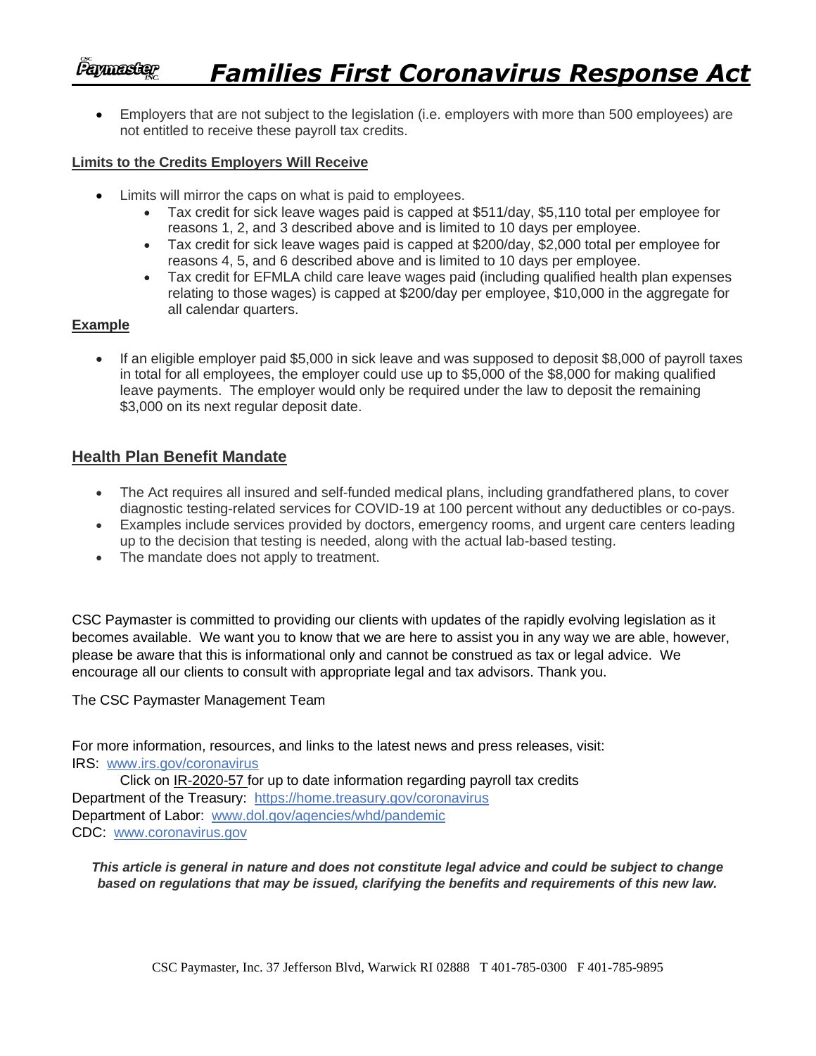- Employers that are not subject to the legislation (i.e. employers with more than 500 employees) are not entitled to receive these payroll tax credits.

**Limits to the Credits Employers Will Receive**

- Limits will mirror the caps on what is paid to employees.
    - Tax credit for sick leave wages paid is capped at $511/day, $5,110 total per employee for reasons 1, 2, and 3 described above and is limited to 10 days per employee.
    - Tax credit for sick leave wages paid is capped at $200/day, $2,000 total per employee for reasons 4, 5, and 6 described above and is limited to 10 days per employee.
    - Tax credit for EFMLA child care leave wages paid (including qualified health plan expenses relating to those wages) is capped at $200/day per employee, $10,000 in the aggregate for all calendar quarters.

**Example**

- If an eligible employer paid $5,000 in sick leave and was supposed to deposit $8,000 of payroll taxes in total for all employees, the employer could use up to $5,000 of the $8,000 for making qualified leave payments. The employer would only be required under the law to deposit the remaining $3,000 on its next regular deposit date.

## Health Plan Benefit Mandate

- The Act requires all insured and self-funded medical plans, including grandfathered plans, to cover diagnostic testing-related services for COVID-19 at 100 percent without any deductibles or co-pays.
- Examples include services provided by doctors, emergency rooms, and urgent care centers leading up to the decision that testing is needed, along with the actual lab-based testing.
- The mandate does not apply to treatment.

CSC Paymaster is committed to providing our clients with updates of the rapidly evolving legislation as it becomes available. We want you to know that we are here to assist you in any way we are able, however, please be aware that this is informational only and cannot be construed as tax or legal advice. We encourage all our clients to consult with appropriate legal and tax advisors. Thank you.

The CSC Paymaster Management Team

For more information, resources, and links to the latest news and press releases, visit:
IRS: www.irs.gov/coronavirus
Click on IR-2020-57 for up to date information regarding payroll tax credits
Department of the Treasury: https://home.treasury.gov/coronavirus
Department of Labor: www.dol.gov/agencies/whd/pandemic
CDC: www.coronavirus.gov

***This article is general in nature and does not constitute legal advice and could be subject to change based on regulations that may be issued, clarifying the benefits and requirements of this new law.***

CSC Paymaster, Inc. 37 Jefferson Blvd, Warwick RI 02888 T 401-785-0300 F 401-785-9895